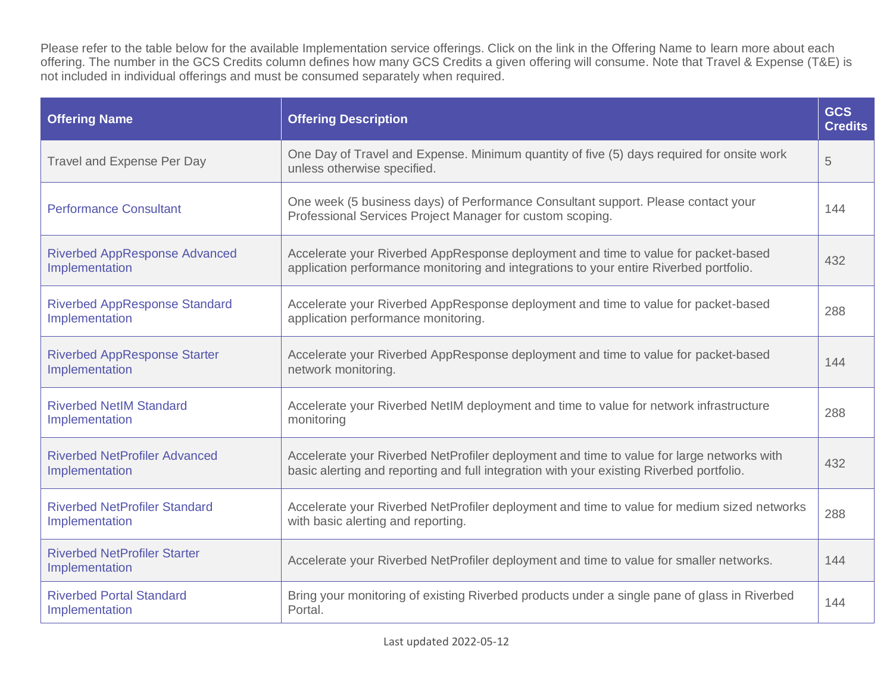Please refer to the table below for the available Implementation service offerings. Click on the link in the Offering Name to learn more about each offering. The number in the GCS Credits column defines how many GCS Credits a given offering will consume. Note that Travel & Expense (T&E) is not included in individual offerings and must be consumed separately when required.

| Offering Name | Offering Description | GCS Credits |
| --- | --- | --- |
| Travel and Expense Per Day | One Day of Travel and Expense. Minimum quantity of five (5) days required for onsite work unless otherwise specified. | 5 |
| Performance Consultant | One week (5 business days) of Performance Consultant support. Please contact your Professional Services Project Manager for custom scoping. | 144 |
| Riverbed AppResponse Advanced Implementation | Accelerate your Riverbed AppResponse deployment and time to value for packet-based application performance monitoring and integrations to your entire Riverbed portfolio. | 432 |
| Riverbed AppResponse Standard Implementation | Accelerate your Riverbed AppResponse deployment and time to value for packet-based application performance monitoring. | 288 |
| Riverbed AppResponse Starter Implementation | Accelerate your Riverbed AppResponse deployment and time to value for packet-based network monitoring. | 144 |
| Riverbed NetIM Standard Implementation | Accelerate your Riverbed NetIM deployment and time to value for network infrastructure monitoring | 288 |
| Riverbed NetProfiler Advanced Implementation | Accelerate your Riverbed NetProfiler deployment and time to value for large networks with basic alerting and reporting and full integration with your existing Riverbed portfolio. | 432 |
| Riverbed NetProfiler Standard Implementation | Accelerate your Riverbed NetProfiler deployment and time to value for medium sized networks with basic alerting and reporting. | 288 |
| Riverbed NetProfiler Starter Implementation | Accelerate your Riverbed NetProfiler deployment and time to value for smaller networks. | 144 |
| Riverbed Portal Standard Implementation | Bring your monitoring of existing Riverbed products under a single pane of glass in Riverbed Portal. | 144 |

Last updated 2022-05-12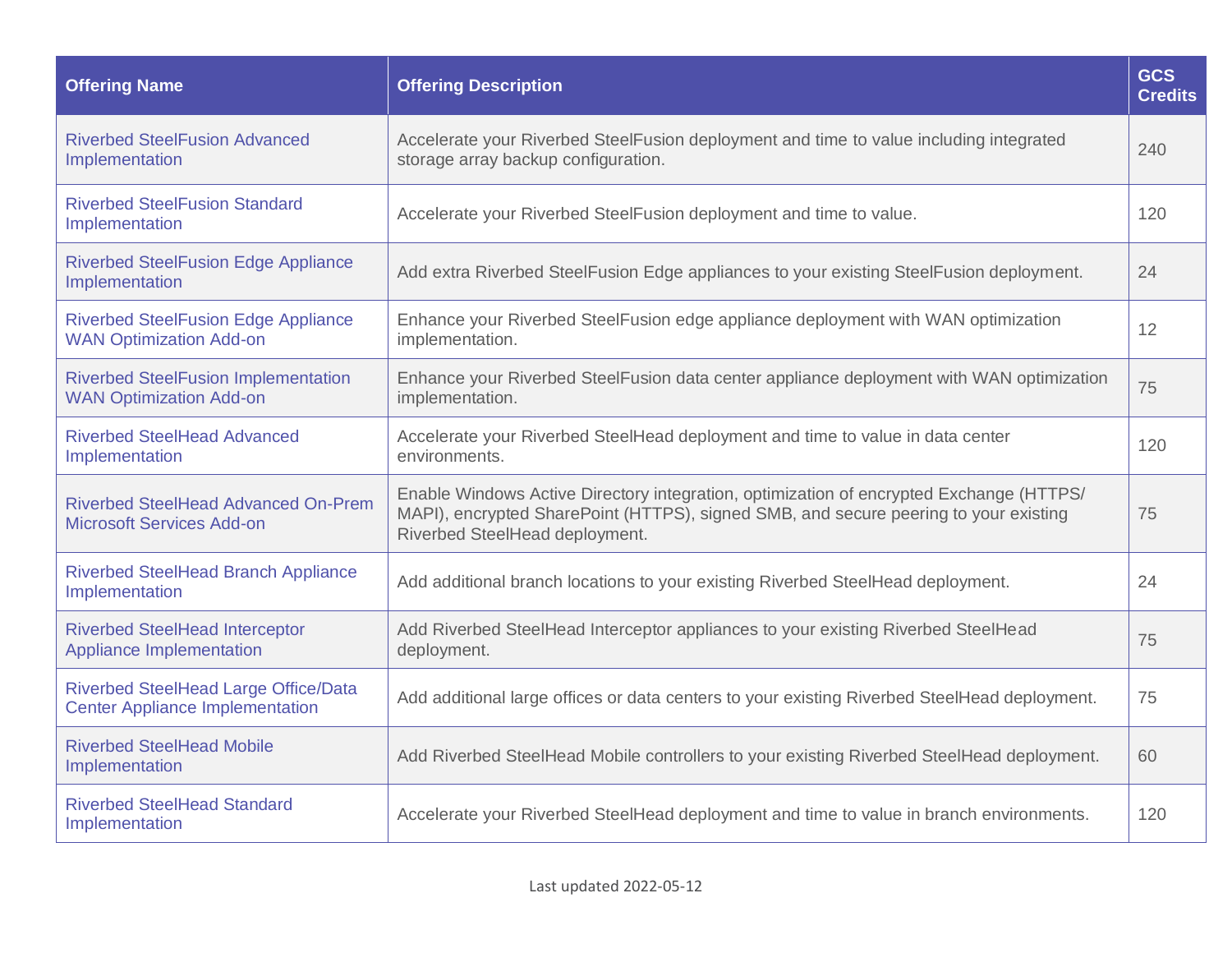| Offering Name | Offering Description | GCS Credits |
|---|---|---|
| Riverbed SteelFusion Advanced Implementation | Accelerate your Riverbed SteelFusion deployment and time to value including integrated storage array backup configuration. | 240 |
| Riverbed SteelFusion Standard Implementation | Accelerate your Riverbed SteelFusion deployment and time to value. | 120 |
| Riverbed SteelFusion Edge Appliance Implementation | Add extra Riverbed SteelFusion Edge appliances to your existing SteelFusion deployment. | 24 |
| Riverbed SteelFusion Edge Appliance WAN Optimization Add-on | Enhance your Riverbed SteelFusion edge appliance deployment with WAN optimization implementation. | 12 |
| Riverbed SteelFusion Implementation WAN Optimization Add-on | Enhance your Riverbed SteelFusion data center appliance deployment with WAN optimization implementation. | 75 |
| Riverbed SteelHead Advanced Implementation | Accelerate your Riverbed SteelHead deployment and time to value in data center environments. | 120 |
| Riverbed SteelHead Advanced On-Prem Microsoft Services Add-on | Enable Windows Active Directory integration, optimization of encrypted Exchange (HTTPS/MAPI), encrypted SharePoint (HTTPS), signed SMB, and secure peering to your existing Riverbed SteelHead deployment. | 75 |
| Riverbed SteelHead Branch Appliance Implementation | Add additional branch locations to your existing Riverbed SteelHead deployment. | 24 |
| Riverbed SteelHead Interceptor Appliance Implementation | Add Riverbed SteelHead Interceptor appliances to your existing Riverbed SteelHead deployment. | 75 |
| Riverbed SteelHead Large Office/Data Center Appliance Implementation | Add additional large offices or data centers to your existing Riverbed SteelHead deployment. | 75 |
| Riverbed SteelHead Mobile Implementation | Add Riverbed SteelHead Mobile controllers to your existing Riverbed SteelHead deployment. | 60 |
| Riverbed SteelHead Standard Implementation | Accelerate your Riverbed SteelHead deployment and time to value in branch environments. | 120 |

Last updated 2022-05-12